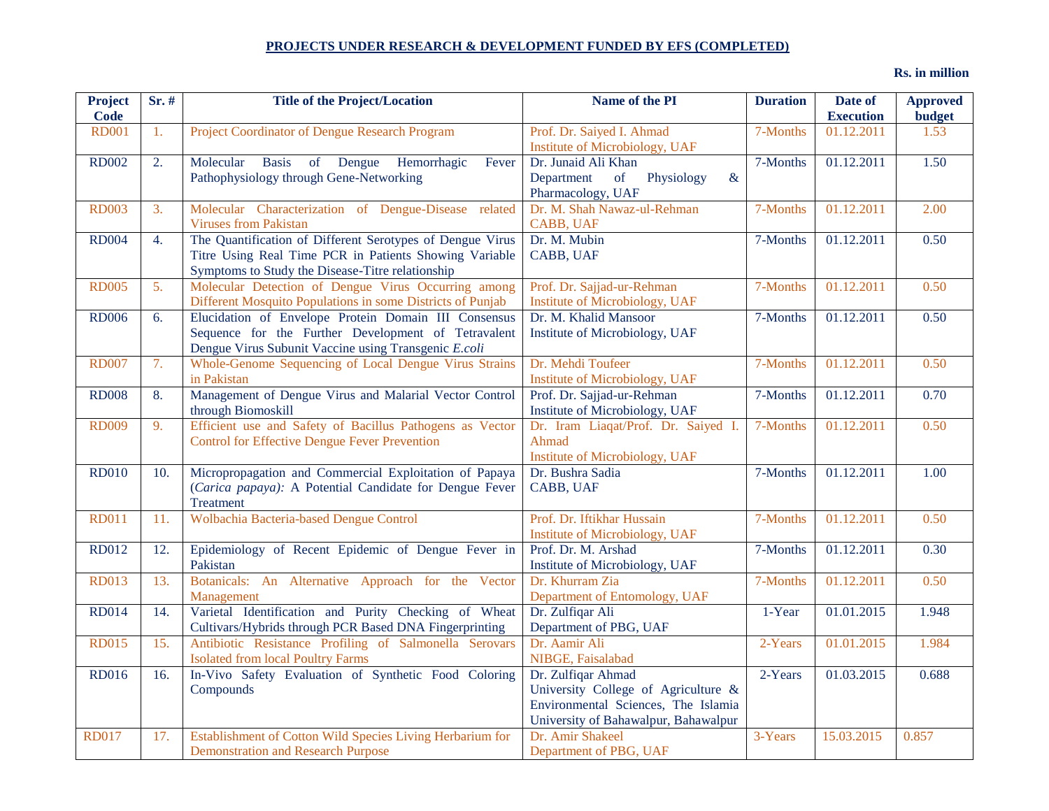**PROJECTS UNDER RESEARCH & DEVELOPMENT FUNDED BY EFS (COMPLETED)**

**Rs. in million**

| Project Code | Sr. # | Title of the Project/Location | Name of the PI | Duration | Date of Execution | Approved budget |
|---|---|---|---|---|---|---|
| RD001 | 1. | Project Coordinator of Dengue Research Program | Prof. Dr. Saiyed I. Ahmad<br>Institute of Microbiology, UAF | 7-Months | 01.12.2011 | 1.53 |
| RD002 | 2. | Molecular Basis of Dengue Hemorrhagic Fever Pathophysiology through Gene-Networking | Dr. Junaid Ali Khan<br>Department of Physiology & Pharmacology, UAF | 7-Months | 01.12.2011 | 1.50 |
| RD003 | 3. | Molecular Characterization of Dengue-Disease related Viruses from Pakistan | Dr. M. Shah Nawaz-ul-Rehman<br>CABB, UAF | 7-Months | 01.12.2011 | 2.00 |
| RD004 | 4. | The Quantification of Different Serotypes of Dengue Virus Titre Using Real Time PCR in Patients Showing Variable Symptoms to Study the Disease-Titre relationship | Dr. M. Mubin<br>CABB, UAF | 7-Months | 01.12.2011 | 0.50 |
| RD005 | 5. | Molecular Detection of Dengue Virus Occurring among Different Mosquito Populations in some Districts of Punjab | Prof. Dr. Sajjad-ur-Rehman<br>Institute of Microbiology, UAF | 7-Months | 01.12.2011 | 0.50 |
| RD006 | 6. | Elucidation of Envelope Protein Domain III Consensus Sequence for the Further Development of Tetravalent Dengue Virus Subunit Vaccine using Transgenic *E.coli* | Dr. M. Khalid Mansoor<br>Institute of Microbiology, UAF | 7-Months | 01.12.2011 | 0.50 |
| RD007 | 7. | Whole-Genome Sequencing of Local Dengue Virus Strains in Pakistan | Dr. Mehdi Toufeer<br>Institute of Microbiology, UAF | 7-Months | 01.12.2011 | 0.50 |
| RD008 | 8. | Management of Dengue Virus and Malarial Vector Control through Biomoskill | Prof. Dr. Sajjad-ur-Rehman<br>Institute of Microbiology, UAF | 7-Months | 01.12.2011 | 0.70 |
| RD009 | 9. | Efficient use and Safety of Bacillus Pathogens as Vector Control for Effective Dengue Fever Prevention | Dr. Iram Liaqat/Prof. Dr. Saiyed I. Ahmad<br>Institute of Microbiology, UAF | 7-Months | 01.12.2011 | 0.50 |
| RD010 | 10. | Micropropagation and Commercial Exploitation of Papaya (*Carica papaya):* A Potential Candidate for Dengue Fever Treatment | Dr. Bushra Sadia<br>CABB, UAF | 7-Months | 01.12.2011 | 1.00 |
| RD011 | 11. | Wolbachia Bacteria-based Dengue Control | Prof. Dr. Iftikhar Hussain<br>Institute of Microbiology, UAF | 7-Months | 01.12.2011 | 0.50 |
| RD012 | 12. | Epidemiology of Recent Epidemic of Dengue Fever in Pakistan | Prof. Dr. M. Arshad<br>Institute of Microbiology, UAF | 7-Months | 01.12.2011 | 0.30 |
| RD013 | 13. | Botanicals: An Alternative Approach for the Vector Management | Dr. Khurram Zia<br>Department of Entomology, UAF | 7-Months | 01.12.2011 | 0.50 |
| RD014 | 14. | Varietal Identification and Purity Checking of Wheat Cultivars/Hybrids through PCR Based DNA Fingerprinting | Dr. Zulfiqar Ali<br>Department of PBG, UAF | 1-Year | 01.01.2015 | 1.948 |
| RD015 | 15. | Antibiotic Resistance Profiling of Salmonella Serovars Isolated from local Poultry Farms | Dr. Aamir Ali<br>NIBGE, Faisalabad | 2-Years | 01.01.2015 | 1.984 |
| RD016 | 16. | In-Vivo Safety Evaluation of Synthetic Food Coloring Compounds | Dr. Zulfiqar Ahmad<br>University College of Agriculture & Environmental Sciences, The Islamia University of Bahawalpur, Bahawalpur | 2-Years | 01.03.2015 | 0.688 |
| RD017 | 17. | Establishment of Cotton Wild Species Living Herbarium for Demonstration and Research Purpose | Dr. Amir Shakeel<br>Department of PBG, UAF | 3-Years | 15.03.2015 | 0.857 |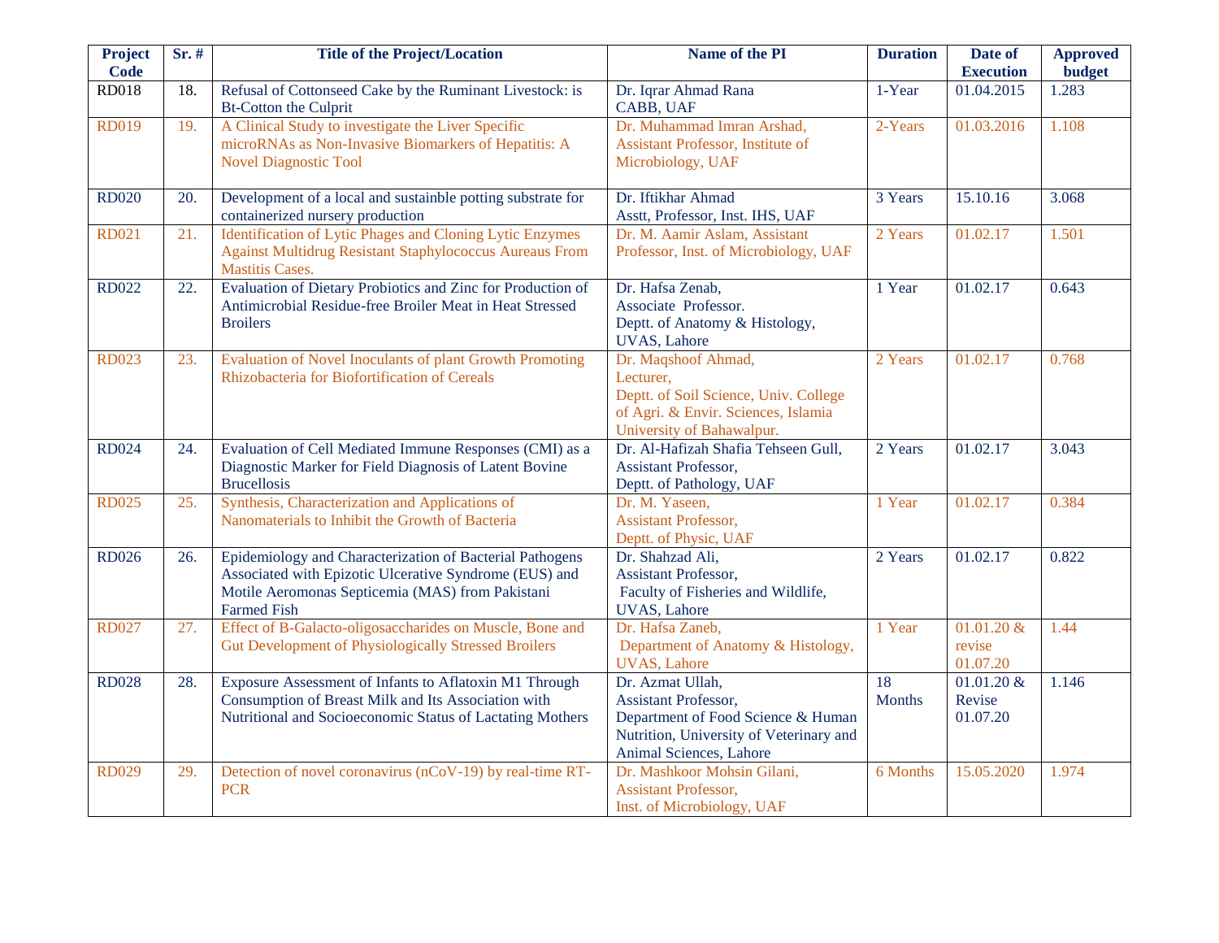| Project Code | Sr. # | Title of the Project/Location | Name of the PI | Duration | Date of Execution | Approved budget |
|---|---|---|---|---|---|---|
| RD018 | 18. | Refusal of Cottonseed Cake by the Ruminant Livestock: is Bt-Cotton the Culprit | Dr. Iqrar Ahmad Rana CABB, UAF | 1-Year | 01.04.2015 | 1.283 |
| RD019 | 19. | A Clinical Study to investigate the Liver Specific microRNAs as Non-Invasive Biomarkers of Hepatitis: A Novel Diagnostic Tool | Dr. Muhammad Imran Arshad, Assistant Professor, Institute of Microbiology, UAF | 2-Years | 01.03.2016 | 1.108 |
| RD020 | 20. | Development of a local and sustainble potting substrate for containerized nursery production | Dr. Iftikhar Ahmad Asstt, Professor, Inst. IHS, UAF | 3 Years | 15.10.16 | 3.068 |
| RD021 | 21. | Identification of Lytic Phages and Cloning Lytic Enzymes Against Multidrug Resistant Staphylococcus Aureaus From Mastitis Cases. | Dr. M. Aamir Aslam, Assistant Professor, Inst. of Microbiology, UAF | 2 Years | 01.02.17 | 1.501 |
| RD022 | 22. | Evaluation of Dietary Probiotics and Zinc for Production of Antimicrobial Residue-free Broiler Meat in Heat Stressed Broilers | Dr. Hafsa Zenab, Associate Professor. Deptt. of Anatomy & Histology, UVAS, Lahore | 1 Year | 01.02.17 | 0.643 |
| RD023 | 23. | Evaluation of Novel Inoculants of plant Growth Promoting Rhizobacteria for Biofortification of Cereals | Dr. Maqshoof Ahmad, Lecturer, Deptt. of Soil Science, Univ. College of Agri. & Envir. Sciences, Islamia University of Bahawalpur. | 2 Years | 01.02.17 | 0.768 |
| RD024 | 24. | Evaluation of Cell Mediated Immune Responses (CMI) as a Diagnostic Marker for Field Diagnosis of Latent Bovine Brucellosis | Dr. Al-Hafizah Shafia Tehseen Gull, Assistant Professor, Deptt. of Pathology, UAF | 2 Years | 01.02.17 | 3.043 |
| RD025 | 25. | Synthesis, Characterization and Applications of Nanomaterials to Inhibit the Growth of Bacteria | Dr. M. Yaseen, Assistant Professor, Deptt. of Physic, UAF | 1 Year | 01.02.17 | 0.384 |
| RD026 | 26. | Epidemiology and Characterization of Bacterial Pathogens Associated with Epizotic Ulcerative Syndrome (EUS) and Motile Aeromonas Septicemia (MAS) from Pakistani Farmed Fish | Dr. Shahzad Ali, Assistant Professor, Faculty of Fisheries and Wildlife, UVAS, Lahore | 2 Years | 01.02.17 | 0.822 |
| RD027 | 27. | Effect of B-Galacto-oligosaccharides on Muscle, Bone and Gut Development of Physiologically Stressed Broilers | Dr. Hafsa Zaneb, Department of Anatomy & Histology, UVAS, Lahore | 1 Year | 01.01.20 & revise 01.07.20 | 1.44 |
| RD028 | 28. | Exposure Assessment of Infants to Aflatoxin M1 Through Consumption of Breast Milk and Its Association with Nutritional and Socioeconomic Status of Lactating Mothers | Dr. Azmat Ullah, Assistant Professor, Department of Food Science & Human Nutrition, University of Veterinary and Animal Sciences, Lahore | 18 Months | 01.01.20 & Revise 01.07.20 | 1.146 |
| RD029 | 29. | Detection of novel coronavirus (nCoV-19) by real-time RT-PCR | Dr. Mashkoor Mohsin Gilani, Assistant Professor, Inst. of Microbiology, UAF | 6 Months | 15.05.2020 | 1.974 |